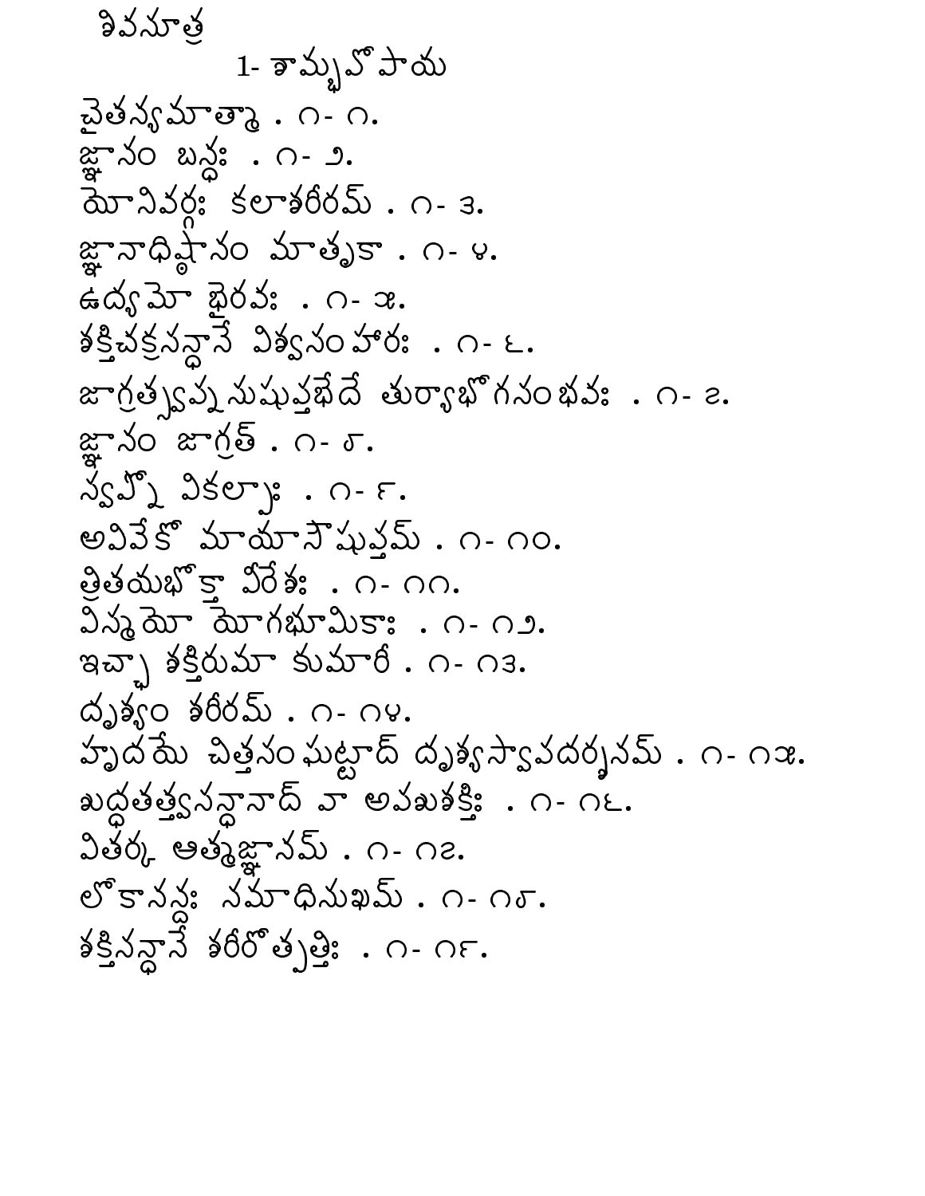# శివసూత్ర

## 1- శామ్భవోపాయ

చైతన్యమాత్మా . ౧- ౧.
జ్ఞానం బన్ధః . ౧- ౨.
యోనివర్గః కలాశరీరమ్ . ౧- ౩.
జ్ఞానాధిష్ఠానం మాతృకా . ౧- ౪.
ఉద్యమో భైరవః . ౧- ౫.
శక్తిచక్రసన్ధానే విశ్వసంహారః . ౧- ౬.
జాగ్రత్స్వప్నసుషుప్తభేదే తుర్యాభోగసంభవః . ౧- ౭.
జ్ఞానం జాగ్రత్ . ౧- ౮.
స్వప్నో వికల్పాః . ౧- ౯.
అవివేకో మాయాసౌషుప్తమ్ . ౧- ౧౦.
త్రితయభోక్తా వీరేశః . ౧- ౧౧.
విస్మయో యోగభూమికాః . ౧- ౧౨.
ఇచ్ఛా శక్తిరుమా కుమారీ . ౧- ౧౩.
దృశ్యం శరీరమ్ . ౧- ౧౪.
హృదయే చిత్తసంఘట్టాద్ దృశ్యస్వాపదర్శనమ్ . ౧- ౧౫.
శుద్ధతత్త్వసన్ధానాద్ వా అపశుశక్తిః . ౧- ౧౬.
వితర్క ఆత్మజ్ఞానమ్ . ౧- ౧౭.
లోకానన్దః సమాధిసుఖమ్ . ౧- ౧౮.
శక్తిసన్ధానే శరీరోత్పత్తిః . ౧- ౧౯.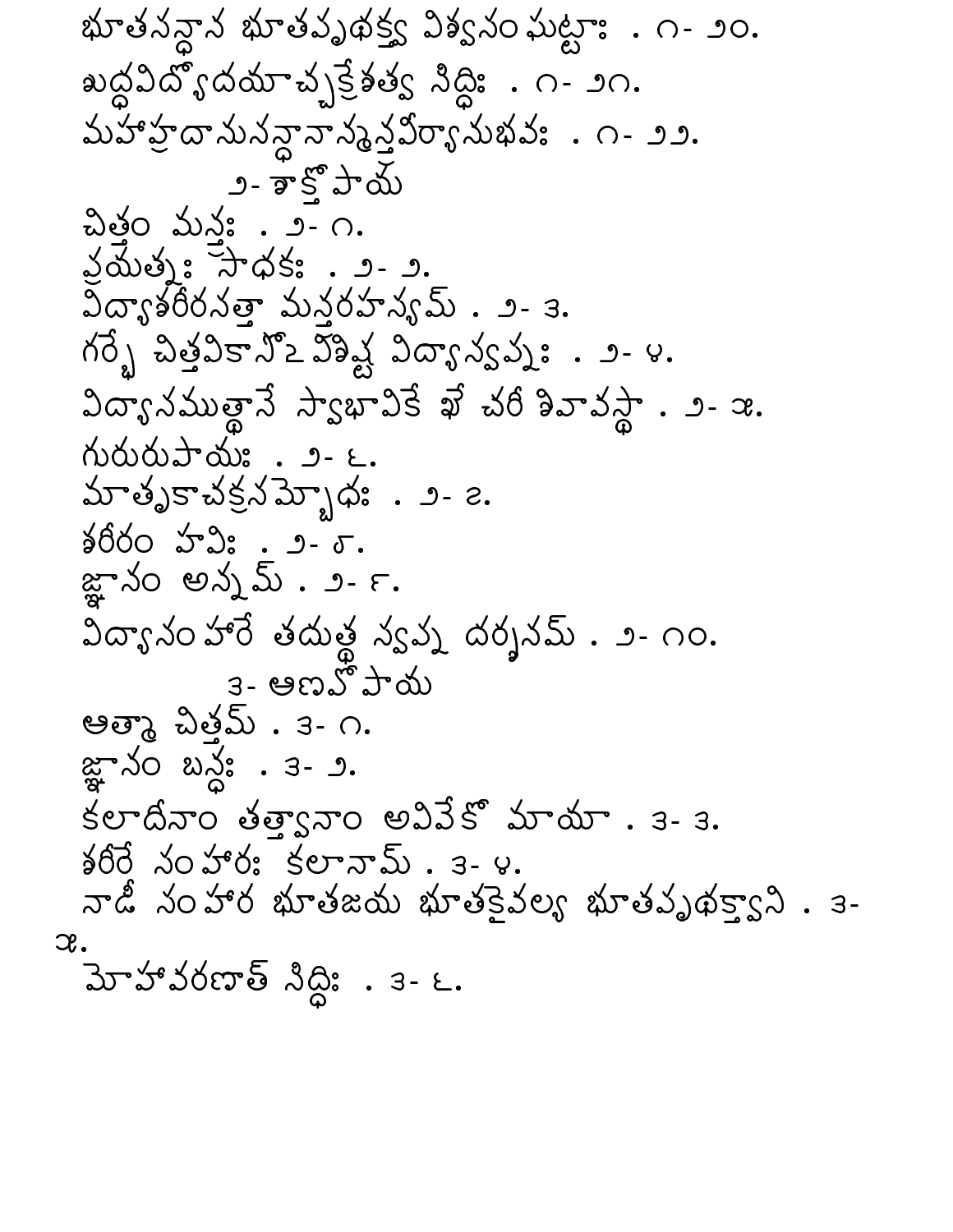భూతసన్ధాన భూతపృథక్త్వ విశ్వసంఘట్టాః . ౧- ౨౦.

శుద్ధవిద్యోదయాచ్చక్రేశత్వ సిద్ధిః . ౧- ౨౧.

మహాహ్రదానుసన్ధానాన్మన్త్రవీర్యానుభవః . ౧- ౨౨.

## ౨- శాక్తోపాయ

చిత్తం మన్త్రః . ౨- ౧.

ప్రయత్నః సాధకః . ౨- ౨.

విద్యాశరీరసత్తా మన్త్రరహస్యమ్ . ౨- ౩.

గర్భే చిత్తవికాసోఽవిశిష్ట విద్యాస్వప్నః . ౨- ౪.

విద్యాసముత్థానే స్వాభావికే ఖే చరీ శివావస్థా . ౨- ౫.

గురురుపాయః . ౨- ౬.

మాతృకాచక్రసమ్బోధః . ౨- ౭.

శరీరం హవిః . ౨- ౮.

జ్ఞానం అన్నమ్ . ౨- ౯.

విద్యాసంహారే తదుత్థ స్వప్న దర్శనమ్ . ౨- ౧౦.

## ౩- ఆణవోపాయ

ఆత్మా చిత్తమ్ . ౩- ౧.

జ్ఞానం బన్ధః . ౩- ౨.

కలాదీనాం తత్త్వానాం అవివేకో మాయా . ౩- ౩.

శరీరే సంహారః కలానామ్ . ౩- ౪.

నాడీ సంహార భూతజయ భూతకైవల్య భూతపృథక్త్వాని . ౩- ౫.

మోహావరణాత్ సిద్ధిః . ౩- ౬.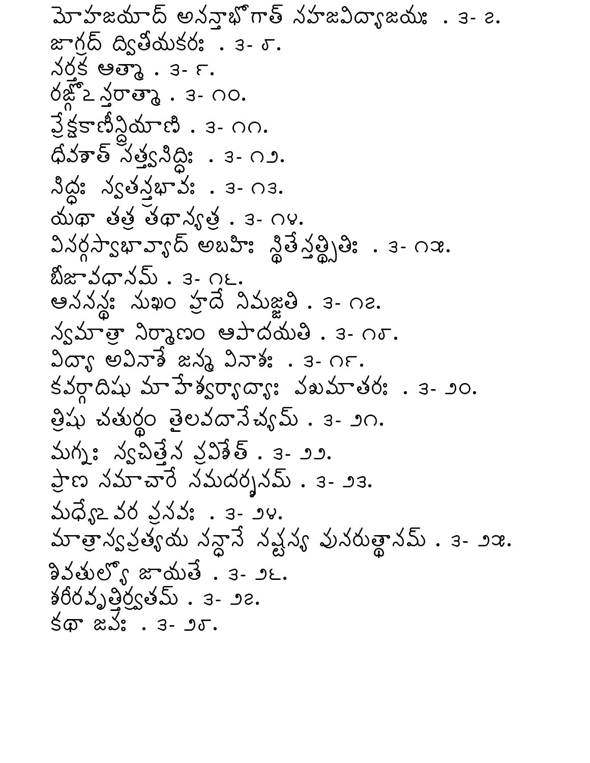మోహజయాద్ అనన్తాభోగాత్ సహజవిద్యాజయః . ౩- ౭.
జాగ్రద్ ద్వితీయకరః . ౩- ౮.
నర్తక ఆత్మా . ౩- ౯.
రఙ్గోఽన్తరాత్మా . ౩- ౧౦.
ప్రేక్షకాణీన్ద్రియాణి . ౩- ౧౧.
ధీవశాత్ సత్త్వసిద్ధిః . ౩- ౧౨.
సిద్ధః స్వతన్త్రభావః . ౩- ౧౩.
యథా తత్ర తథాన్యత్ర . ౩- ౧౪.
విసర్గస్వాభావ్యాద్ అబహిః స్థితేస్తత్స్థితిః . ౩- ౧౫.
బీజావధానమ్ . ౩- ౧౬.
ఆసనస్థః సుఖం హ్రదే నిమజ్జతి . ౩- ౧౭.
స్వమాత్రా నిర్మాణం ఆపాదయతి . ౩- ౧౮.
విద్యా అవినాశే జన్మ వినాశః . ౩- ౧౯.
కవర్గాదిషు మాహేశ్వర్యాద్యాః పశుమాతరః . ౩- ౨౦.
త్రిషు చతుర్థం తైలవదాసేచ్యమ్ . ౩- ౨౧.
మగ్నః స్వచిత్తేన ప్రవిశేత్ . ౩- ౨౨.
ప్రాణ సమాచారే సమదర్శనమ్ . ౩- ౨౩.
మధ్యేఽవర ప్రసవః . ౩- ౨౪.
మాత్రాస్వప్రత్యయ సన్ధానే నష్టస్య పునరుత్థానమ్ . ౩- ౨౫.
శివతుల్యో జాయతే . ౩- ౨౬.
శరీరవృత్తిర్వ్రతమ్ . ౩- ౨౭.
కథా జపః . ౩- ౨౮.